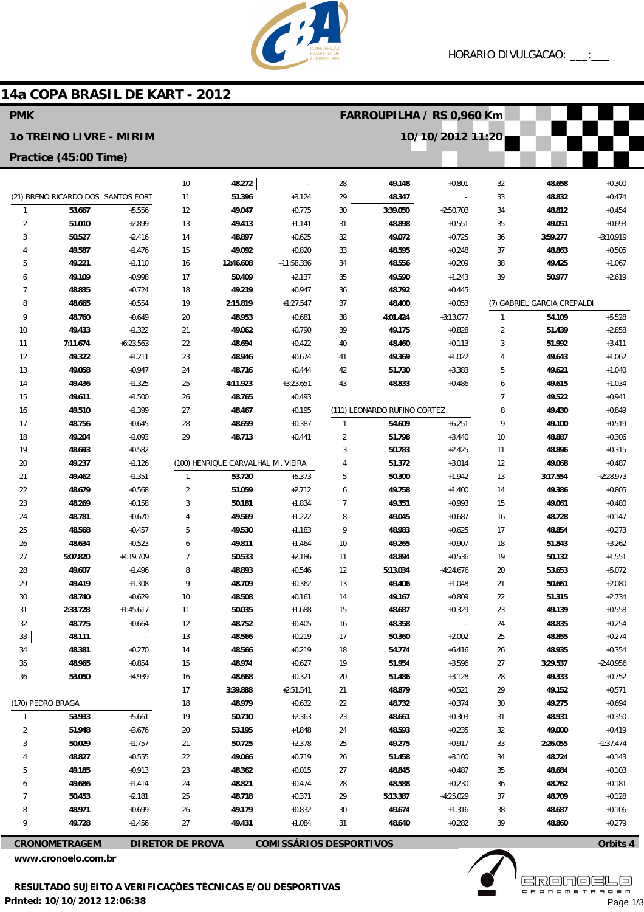HORARIO DIVULGACAO: ___:___

# 14a COPA BRASIL DE KART - 2012

**PMK** — **FARROUPILHA / RS 0,960 Km**

**1o TREINO LIVRE - MIRIM** — **10/10/2012 11:20**

**Practice (45:00 Time)**

### (21) BRENO RICARDO DOS SANTOS FORT

| Lap | Time | Diff |
|---|---|---|
| 1 | 53.667 | +5.556 |
| 2 | 51.010 | +2.899 |
| 3 | 50.527 | +2.416 |
| 4 | 49.587 | +1.476 |
| 5 | 49.221 | +1.110 |
| 6 | 49.109 | +0.998 |
| 7 | 48.835 | +0.724 |
| 8 | 48.665 | +0.554 |
| 9 | 48.760 | +0.649 |
| 10 | 49.433 | +1.322 |
| 11 | 7:11.674 | +6:23.563 |
| 12 | 49.322 | +1.211 |
| 13 | 49.058 | +0.947 |
| 14 | 49.436 | +1.325 |
| 15 | 49.611 | +1.500 |
| 16 | 49.510 | +1.399 |
| 17 | 48.756 | +0.645 |
| 18 | 49.204 | +1.093 |
| 19 | 48.693 | +0.582 |
| 20 | 49.237 | +1.126 |
| 21 | 49.462 | +1.351 |
| 22 | 48.679 | +0.568 |
| 23 | 48.269 | +0.158 |
| 24 | 48.781 | +0.670 |
| 25 | 48.568 | +0.457 |
| 26 | 48.634 | +0.523 |
| 27 | 5:07.820 | +4:19.709 |
| 28 | 49.607 | +1.496 |
| 29 | 49.419 | +1.308 |
| 30 | 48.740 | +0.629 |
| 31 | 2:33.728 | +1:45.617 |
| 32 | 48.775 | +0.664 |
| 33 | 48.111 | - |
| 34 | 48.381 | +0.270 |
| 35 | 48.965 | +0.854 |
| 36 | 53.050 | +4.939 |

### (170) PEDRO BRAGA

| Lap | Time | Diff |
|---|---|---|
| 1 | 53.933 | +5.661 |
| 2 | 51.948 | +3.676 |
| 3 | 50.029 | +1.757 |
| 4 | 48.827 | +0.555 |
| 5 | 49.185 | +0.913 |
| 6 | 49.686 | +1.414 |
| 7 | 50.453 | +2.181 |
| 8 | 48.971 | +0.699 |
| 9 | 49.728 | +1.456 |
| 10 | 48.272 | - |
| 11 | 51.396 | +3.124 |
| 12 | 49.047 | +0.775 |
| 13 | 49.413 | +1.141 |
| 14 | 48.897 | +0.625 |
| 15 | 49.092 | +0.820 |
| 16 | 12:46.608 | +11:58.336 |
| 17 | 50.409 | +2.137 |
| 18 | 49.219 | +0.947 |
| 19 | 2:15.819 | +1:27.547 |
| 20 | 48.953 | +0.681 |
| 21 | 49.062 | +0.790 |
| 22 | 48.694 | +0.422 |
| 23 | 48.946 | +0.674 |
| 24 | 48.716 | +0.444 |
| 25 | 4:11.923 | +3:23.651 |
| 26 | 48.765 | +0.493 |
| 27 | 48.467 | +0.195 |
| 28 | 48.659 | +0.387 |
| 29 | 48.713 | +0.441 |

### (100) HENRIQUE CARVALHAL M. VIEIRA

| Lap | Time | Diff |
|---|---|---|
| 1 | 53.720 | +5.373 |
| 2 | 51.059 | +2.712 |
| 3 | 50.181 | +1.834 |
| 4 | 49.569 | +1.222 |
| 5 | 49.530 | +1.183 |
| 6 | 49.811 | +1.464 |
| 7 | 50.533 | +2.186 |
| 8 | 48.893 | +0.546 |
| 9 | 48.709 | +0.362 |
| 10 | 48.508 | +0.161 |
| 11 | 50.035 | +1.688 |
| 12 | 48.752 | +0.405 |
| 13 | 48.566 | +0.219 |
| 14 | 48.566 | +0.219 |
| 15 | 48.974 | +0.627 |
| 16 | 48.668 | +0.321 |
| 17 | 3:39.888 | +2:51.541 |
| 18 | 48.979 | +0.632 |
| 19 | 50.710 | +2.363 |
| 20 | 53.195 | +4.848 |
| 21 | 50.725 | +2.378 |
| 22 | 49.066 | +0.719 |
| 23 | 48.362 | +0.015 |
| 24 | 48.821 | +0.474 |
| 25 | 48.718 | +0.371 |
| 26 | 49.179 | +0.832 |
| 27 | 49.431 | +1.084 |
| 28 | 49.148 | +0.801 |
| 29 | 48.347 | - |
| 30 | 3:39.050 | +2:50.703 |
| 31 | 48.898 | +0.551 |
| 32 | 49.072 | +0.725 |
| 33 | 48.595 | +0.248 |
| 34 | 48.556 | +0.209 |
| 35 | 49.590 | +1.243 |
| 36 | 48.792 | +0.445 |
| 37 | 48.400 | +0.053 |
| 38 | 4:01.424 | +3:13.077 |
| 39 | 49.175 | +0.828 |
| 40 | 48.460 | +0.113 |
| 41 | 49.369 | +1.022 |
| 42 | 51.730 | +3.383 |
| 43 | 48.833 | +0.486 |

### (111) LEONARDO RUFINO CORTEZ

| Lap | Time | Diff |
|---|---|---|
| 1 | 54.609 | +6.251 |
| 2 | 51.798 | +3.440 |
| 3 | 50.783 | +2.425 |
| 4 | 51.372 | +3.014 |
| 5 | 50.300 | +1.942 |
| 6 | 49.758 | +1.400 |
| 7 | 49.351 | +0.993 |
| 8 | 49.045 | +0.687 |
| 9 | 48.983 | +0.625 |
| 10 | 49.265 | +0.907 |
| 11 | 48.894 | +0.536 |
| 12 | 5:13.034 | +4:24.676 |
| 13 | 49.406 | +1.048 |
| 14 | 49.167 | +0.809 |
| 15 | 48.687 | +0.329 |
| 16 | 48.358 | - |
| 17 | 50.360 | +2.002 |
| 18 | 54.774 | +6.416 |
| 19 | 51.954 | +3.596 |
| 20 | 51.486 | +3.128 |
| 21 | 48.879 | +0.521 |
| 22 | 48.732 | +0.374 |
| 23 | 48.661 | +0.303 |
| 24 | 48.593 | +0.235 |
| 25 | 49.275 | +0.917 |
| 26 | 51.458 | +3.100 |
| 27 | 48.845 | +0.487 |
| 28 | 48.588 | +0.230 |
| 29 | 5:13.387 | +4:25.029 |
| 30 | 49.674 | +1.316 |
| 31 | 48.640 | +0.282 |
| 32 | 48.658 | +0.300 |
| 33 | 48.832 | +0.474 |
| 34 | 48.812 | +0.454 |
| 35 | 49.051 | +0.693 |
| 36 | 3:59.277 | +3:10.919 |
| 37 | 48.863 | +0.505 |
| 38 | 49.425 | +1.067 |
| 39 | 50.977 | +2.619 |

### (7) GABRIEL GARCIA CREPALDI

| Lap | Time | Diff |
|---|---|---|
| 1 | 54.109 | +5.528 |
| 2 | 51.439 | +2.858 |
| 3 | 51.992 | +3.411 |
| 4 | 49.643 | +1.062 |
| 5 | 49.621 | +1.040 |
| 6 | 49.615 | +1.034 |
| 7 | 49.522 | +0.941 |
| 8 | 49.430 | +0.849 |
| 9 | 49.100 | +0.519 |
| 10 | 48.887 | +0.306 |
| 11 | 48.896 | +0.315 |
| 12 | 49.068 | +0.487 |
| 13 | 3:17.554 | +2:28.973 |
| 14 | 49.386 | +0.805 |
| 15 | 49.061 | +0.480 |
| 16 | 48.728 | +0.147 |
| 17 | 48.854 | +0.273 |
| 18 | 51.843 | +3.262 |
| 19 | 50.132 | +1.551 |
| 20 | 53.653 | +5.072 |
| 21 | 50.661 | +2.080 |
| 22 | 51.315 | +2.734 |
| 23 | 49.139 | +0.558 |
| 24 | 48.835 | +0.254 |
| 25 | 48.855 | +0.274 |
| 26 | 48.935 | +0.354 |
| 27 | 3:29.537 | +2:40.956 |
| 28 | 49.333 | +0.752 |
| 29 | 49.152 | +0.571 |
| 30 | 49.275 | +0.694 |
| 31 | 48.931 | +0.350 |
| 32 | 49.000 | +0.419 |
| 33 | 2:26.055 | +1:37.474 |
| 34 | 48.724 | +0.143 |
| 35 | 48.684 | +0.103 |
| 36 | 48.762 | +0.181 |
| 37 | 48.709 | +0.128 |
| 38 | 48.687 | +0.106 |
| 39 | 48.860 | +0.279 |

**CRONOMETRAGEM** **DIRETOR DE PROVA** **COMISSÁRIOS DESPORTIVOS** **Orbits 4**

www.cronoelo.com.br

**RESULTADO SUJEITO A VERIFICAÇÕES TÉCNICAS E/OU DESPORTIVAS**

**Printed: 10/10/2012 12:06:38**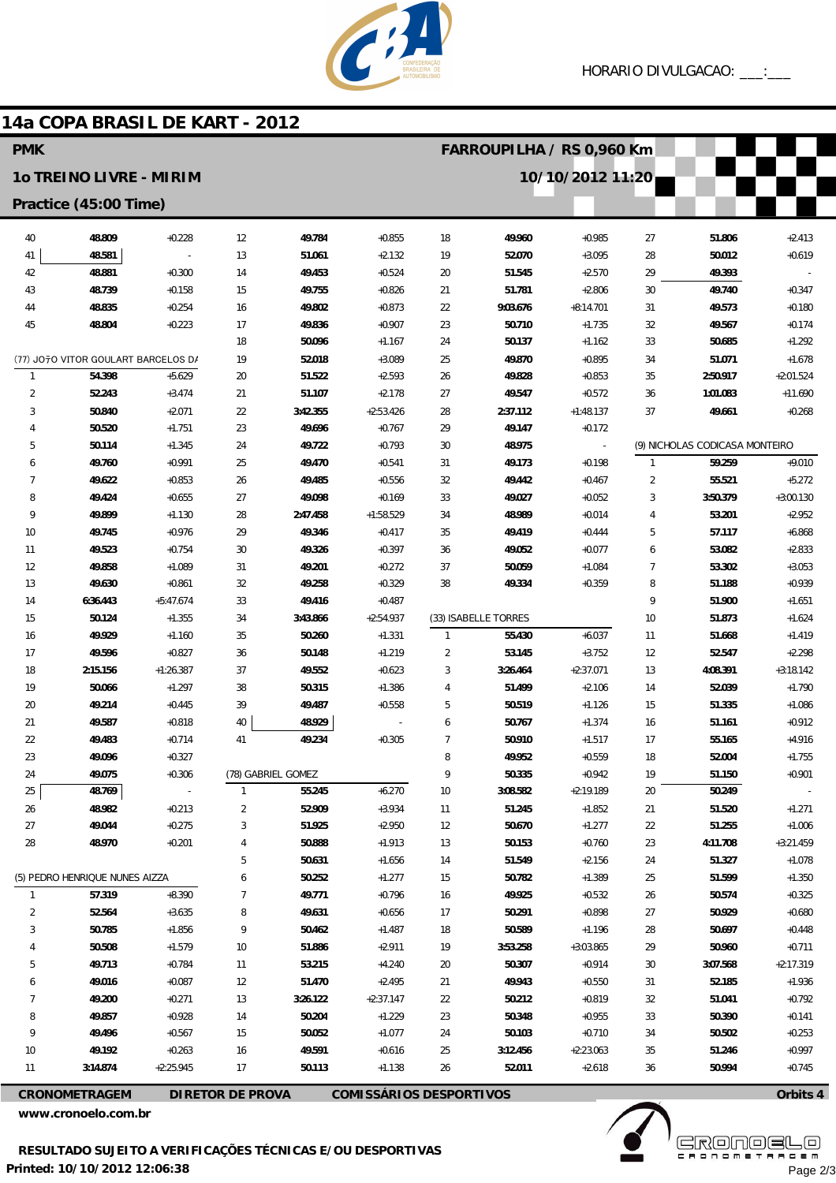# 14a COPA BRASIL DE KART - 2012

**PMK** — **FARROUPILHA / RS 0,960 Km**

**1o TREINO LIVRE - MIRIM** — **10/10/2012 11:20**

**Practice (45:00 Time)**

HORARIO DIVULGACAO: ___:___

| Lap | Time | Diff |
|---|---|---|
| 40 | 48.809 | +0.228 |
| 41 | 48.581 | - |
| 42 | 48.881 | +0.300 |
| 43 | 48.739 | +0.158 |
| 44 | 48.835 | +0.254 |
| 45 | 48.804 | +0.223 |

**(77) JOÃO VITOR GOULART BARCELOS DA**

| Lap | Time | Diff |
|---|---|---|
| 1 | 54.398 | +5.629 |
| 2 | 52.243 | +3.474 |
| 3 | 50.840 | +2.071 |
| 4 | 50.520 | +1.751 |
| 5 | 50.114 | +1.345 |
| 6 | 49.760 | +0.991 |
| 7 | 49.622 | +0.853 |
| 8 | 49.424 | +0.655 |
| 9 | 49.899 | +1.130 |
| 10 | 49.745 | +0.976 |
| 11 | 49.523 | +0.754 |
| 12 | 49.858 | +1.089 |
| 13 | 49.630 | +0.861 |
| 14 | 6:36.443 | +5:47.674 |
| 15 | 50.124 | +1.355 |
| 16 | 49.929 | +1.160 |
| 17 | 49.596 | +0.827 |
| 18 | 2:15.156 | +1:26.387 |
| 19 | 50.066 | +1.297 |
| 20 | 49.214 | +0.445 |
| 21 | 49.587 | +0.818 |
| 22 | 49.483 | +0.714 |
| 23 | 49.096 | +0.327 |
| 24 | 49.075 | +0.306 |
| 25 | 48.769 | - |
| 26 | 48.982 | +0.213 |
| 27 | 49.044 | +0.275 |
| 28 | 48.970 | +0.201 |

**(5) PEDRO HENRIQUE NUNES AIZZA**

| Lap | Time | Diff |
|---|---|---|
| 1 | 57.319 | +8.390 |
| 2 | 52.564 | +3.635 |
| 3 | 50.785 | +1.856 |
| 4 | 50.508 | +1.579 |
| 5 | 49.713 | +0.784 |
| 6 | 49.016 | +0.087 |
| 7 | 49.200 | +0.271 |
| 8 | 49.857 | +0.928 |
| 9 | 49.496 | +0.567 |
| 10 | 49.192 | +0.263 |
| 11 | 3:14.874 | +2:25.945 |
| 12 | 49.784 | +0.855 |
| 13 | 51.061 | +2.132 |
| 14 | 49.453 | +0.524 |
| 15 | 49.755 | +0.826 |
| 16 | 49.802 | +0.873 |
| 17 | 49.836 | +0.907 |
| 18 | 50.096 | +1.167 |
| 19 | 52.018 | +3.089 |
| 20 | 51.522 | +2.593 |
| 21 | 51.107 | +2.178 |
| 22 | 3:42.355 | +2:53.426 |
| 23 | 49.696 | +0.767 |
| 24 | 49.722 | +0.793 |
| 25 | 49.470 | +0.541 |
| 26 | 49.485 | +0.556 |
| 27 | 49.098 | +0.169 |
| 28 | 2:47.458 | +1:58.529 |
| 29 | 49.346 | +0.417 |
| 30 | 49.326 | +0.397 |
| 31 | 49.201 | +0.272 |
| 32 | 49.258 | +0.329 |
| 33 | 49.416 | +0.487 |
| 34 | 3:43.866 | +2:54.937 |
| 35 | 50.260 | +1.331 |
| 36 | 50.148 | +1.219 |
| 37 | 49.552 | +0.623 |
| 38 | 50.315 | +1.386 |
| 39 | 49.487 | +0.558 |
| 40 | 48.929 | - |
| 41 | 49.234 | +0.305 |

**(78) GABRIEL GOMEZ**

| Lap | Time | Diff |
|---|---|---|
| 1 | 55.245 | +6.270 |
| 2 | 52.909 | +3.934 |
| 3 | 51.925 | +2.950 |
| 4 | 50.888 | +1.913 |
| 5 | 50.631 | +1.656 |
| 6 | 50.252 | +1.277 |
| 7 | 49.771 | +0.796 |
| 8 | 49.631 | +0.656 |
| 9 | 50.462 | +1.487 |
| 10 | 51.886 | +2.911 |
| 11 | 53.215 | +4.240 |
| 12 | 51.470 | +2.495 |
| 13 | 3:26.122 | +2:37.147 |
| 14 | 50.204 | +1.229 |
| 15 | 50.052 | +1.077 |
| 16 | 49.591 | +0.616 |
| 17 | 50.113 | +1.138 |
| 18 | 49.960 | +0.985 |
| 19 | 52.070 | +3.095 |
| 20 | 51.545 | +2.570 |
| 21 | 51.781 | +2.806 |
| 22 | 9:03.676 | +8:14.701 |
| 23 | 50.710 | +1.735 |
| 24 | 50.137 | +1.162 |
| 25 | 49.870 | +0.895 |
| 26 | 49.828 | +0.853 |
| 27 | 49.547 | +0.572 |
| 28 | 2:37.112 | +1:48.137 |
| 29 | 49.147 | +0.172 |
| 30 | 48.975 | - |
| 31 | 49.173 | +0.198 |
| 32 | 49.442 | +0.467 |
| 33 | 49.027 | +0.052 |
| 34 | 48.989 | +0.014 |
| 35 | 49.419 | +0.444 |
| 36 | 49.052 | +0.077 |
| 37 | 50.059 | +1.084 |
| 38 | 49.334 | +0.359 |

**(33) ISABELLE TORRES**

| Lap | Time | Diff |
|---|---|---|
| 1 | 55.430 | +6.037 |
| 2 | 53.145 | +3.752 |
| 3 | 3:26.464 | +2:37.071 |
| 4 | 51.499 | +2.106 |
| 5 | 50.519 | +1.126 |
| 6 | 50.767 | +1.374 |
| 7 | 50.910 | +1.517 |
| 8 | 49.952 | +0.559 |
| 9 | 50.335 | +0.942 |
| 10 | 3:08.582 | +2:19.189 |
| 11 | 51.245 | +1.852 |
| 12 | 50.670 | +1.277 |
| 13 | 50.153 | +0.760 |
| 14 | 51.549 | +2.156 |
| 15 | 50.782 | +1.389 |
| 16 | 49.925 | +0.532 |
| 17 | 50.291 | +0.898 |
| 18 | 50.589 | +1.196 |
| 19 | 3:53.258 | +3:03.865 |
| 20 | 50.307 | +0.914 |
| 21 | 49.943 | +0.550 |
| 22 | 50.212 | +0.819 |
| 23 | 50.348 | +0.955 |
| 24 | 50.103 | +0.710 |
| 25 | 3:12.456 | +2:23.063 |
| 26 | 52.011 | +2.618 |
| 27 | 51.806 | +2.413 |
| 28 | 50.012 | +0.619 |
| 29 | 49.393 | - |
| 30 | 49.740 | +0.347 |
| 31 | 49.573 | +0.180 |
| 32 | 49.567 | +0.174 |
| 33 | 50.685 | +1.292 |
| 34 | 51.071 | +1.678 |
| 35 | 2:50.917 | +2:01.524 |
| 36 | 1:01.083 | +11.690 |
| 37 | 49.661 | +0.268 |

**(9) NICHOLAS CODICASA MONTEIRO**

| Lap | Time | Diff |
|---|---|---|
| 1 | 59.259 | +9.010 |
| 2 | 55.521 | +5.272 |
| 3 | 3:50.379 | +3:00.130 |
| 4 | 53.201 | +2.952 |
| 5 | 57.117 | +6.868 |
| 6 | 53.082 | +2.833 |
| 7 | 53.302 | +3.053 |
| 8 | 51.188 | +0.939 |
| 9 | 51.900 | +1.651 |
| 10 | 51.873 | +1.624 |
| 11 | 51.668 | +1.419 |
| 12 | 52.547 | +2.298 |
| 13 | 4:08.391 | +3:18.142 |
| 14 | 52.039 | +1.790 |
| 15 | 51.335 | +1.086 |
| 16 | 51.161 | +0.912 |
| 17 | 55.165 | +4.916 |
| 18 | 52.004 | +1.755 |
| 19 | 51.150 | +0.901 |
| 20 | 50.249 | - |
| 21 | 51.520 | +1.271 |
| 22 | 51.255 | +1.006 |
| 23 | 4:11.708 | +3:21.459 |
| 24 | 51.327 | +1.078 |
| 25 | 51.599 | +1.350 |
| 26 | 50.574 | +0.325 |
| 27 | 50.929 | +0.680 |
| 28 | 50.697 | +0.448 |
| 29 | 50.960 | +0.711 |
| 30 | 3:07.568 | +2:17.319 |
| 31 | 52.185 | +1.936 |
| 32 | 51.041 | +0.792 |
| 33 | 50.390 | +0.141 |
| 34 | 50.502 | +0.253 |
| 35 | 51.246 | +0.997 |
| 36 | 50.994 | +0.745 |

**CRONOMETRAGEM** — **DIRETOR DE PROVA** — **COMISSÁRIOS DESPORTIVOS** — **Orbits 4**

www.cronoelo.com.br

**RESULTADO SUJEITO A VERIFICAÇÕES TÉCNICAS E/OU DESPORTIVAS**

**Printed: 10/10/2012 12:06:38**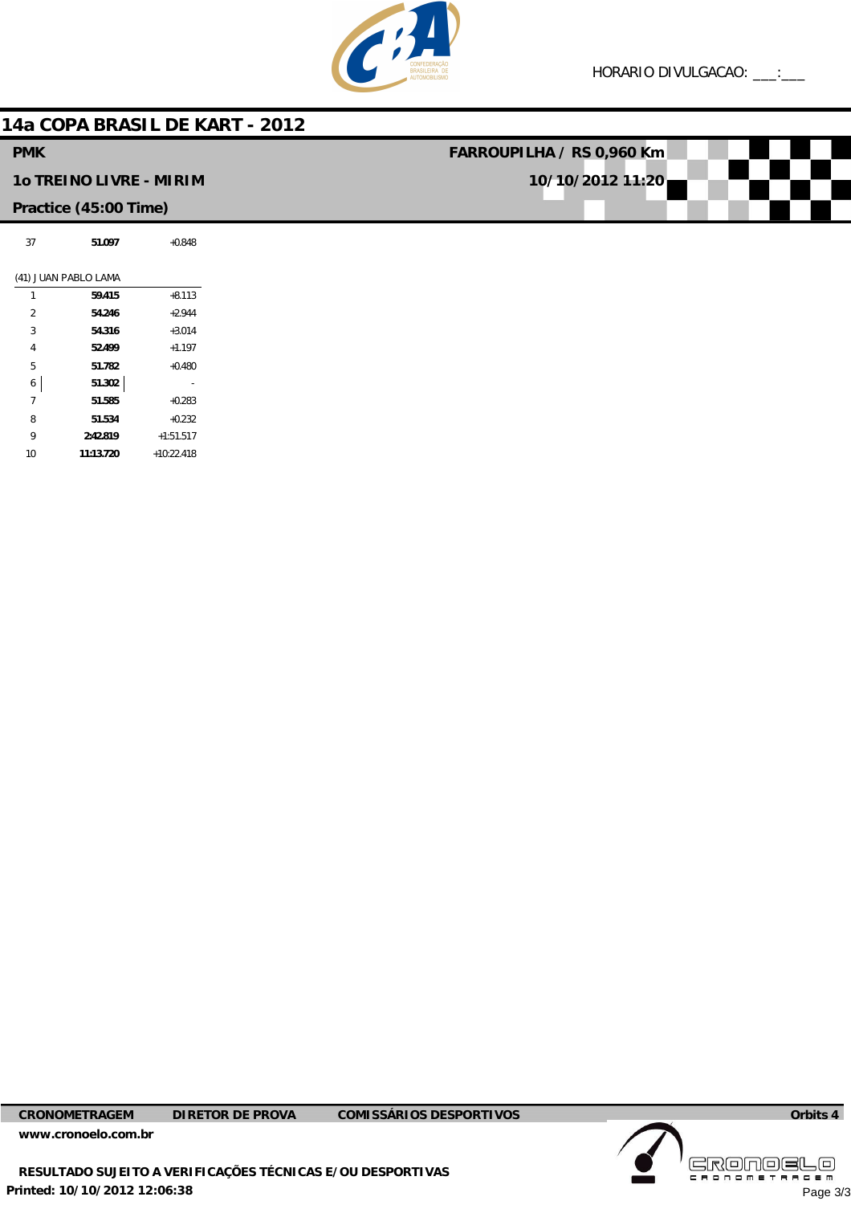# 14a COPA BRASIL DE KART - 2012

**PMK** — **FARROUPILHA / RS 0,960 Km**

**1o TREINO LIVRE - MIRIM** — **10/10/2012 11:20**

**Practice (45:00 Time)**

| | | |
|---|---|---|
| 37 | **51.097** | +0.848 |

(41) JUAN PABLO LAMA

| | | |
|---|---|---|
| 1 | **59.415** | +8.113 |
| 2 | **54.246** | +2.944 |
| 3 | **54.316** | +3.014 |
| 4 | **52.499** | +1.197 |
| 5 | **51.782** | +0.480 |
| 6 | **51.302** | - |
| 7 | **51.585** | +0.283 |
| 8 | **51.534** | +0.232 |
| 9 | **2:42.819** | +1:51.517 |
| 10 | **11:13.720** | +10:22.418 |

**CRONOMETRAGEM** **DIRETOR DE PROVA** **COMISSÁRIOS DESPORTIVOS** **Orbits 4**

**www.cronoelo.com.br**

**RESULTADO SUJEITO A VERIFICAÇÕES TÉCNICAS E/OU DESPORTIVAS**

**Printed: 10/10/2012 12:06:38**